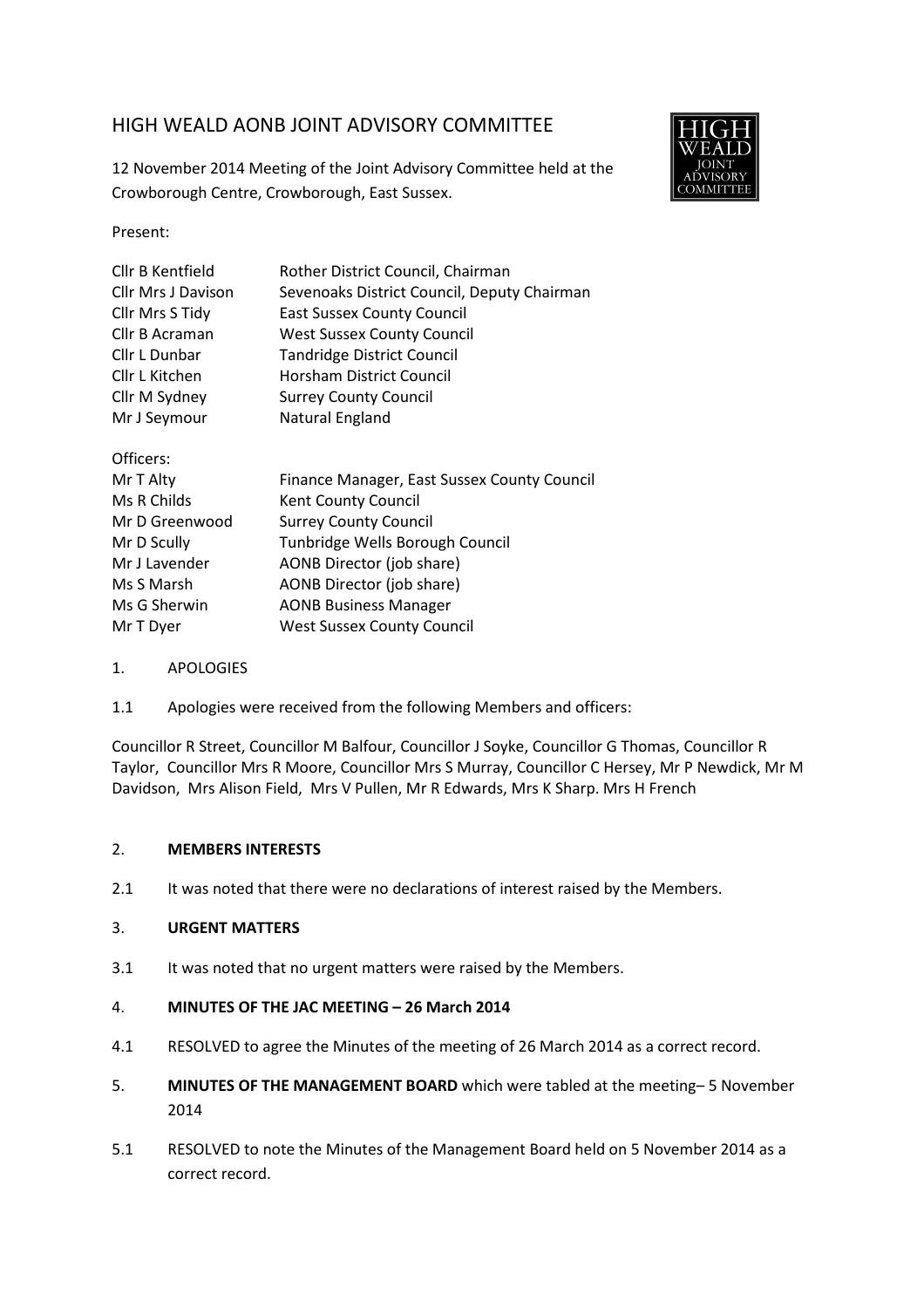# HIGH WEALD AONB JOINT ADVISORY COMMITTEE

12 November 2014 Meeting of the Joint Advisory Committee held at the Crowborough Centre, Crowborough, East Sussex.

Present:

| | |
|---|---|
| Cllr B Kentfield | Rother District Council, Chairman |
| Cllr Mrs J Davison | Sevenoaks District Council, Deputy Chairman |
| Cllr Mrs S Tidy | East Sussex County Council |
| Cllr B Acraman | West Sussex County Council |
| Cllr L Dunbar | Tandridge District Council |
| Cllr L Kitchen | Horsham District Council |
| Cllr M Sydney | Surrey County Council |
| Mr J Seymour | Natural England |

Officers:

| | |
|---|---|
| Mr T Alty | Finance Manager, East Sussex County Council |
| Ms R Childs | Kent County Council |
| Mr D Greenwood | Surrey County Council |
| Mr D Scully | Tunbridge Wells Borough Council |
| Mr J Lavender | AONB Director (job share) |
| Ms S Marsh | AONB Director (job share) |
| Ms G Sherwin | AONB Business Manager |
| Mr T Dyer | West Sussex County Council |

1. APOLOGIES

1.1 Apologies were received from the following Members and officers:

Councillor R Street, Councillor M Balfour, Councillor J Soyke, Councillor G Thomas, Councillor R Taylor, Councillor Mrs R Moore, Councillor Mrs S Murray, Councillor C Hersey, Mr P Newdick, Mr M Davidson, Mrs Alison Field, Mrs V Pullen, Mr R Edwards, Mrs K Sharp. Mrs H French

2. **MEMBERS INTERESTS**

2.1 It was noted that there were no declarations of interest raised by the Members.

3. **URGENT MATTERS**

3.1 It was noted that no urgent matters were raised by the Members.

4. **MINUTES OF THE JAC MEETING – 26 March 2014**

4.1 RESOLVED to agree the Minutes of the meeting of 26 March 2014 as a correct record.

5. **MINUTES OF THE MANAGEMENT BOARD** which were tabled at the meeting– 5 November 2014

5.1 RESOLVED to note the Minutes of the Management Board held on 5 November 2014 as a correct record.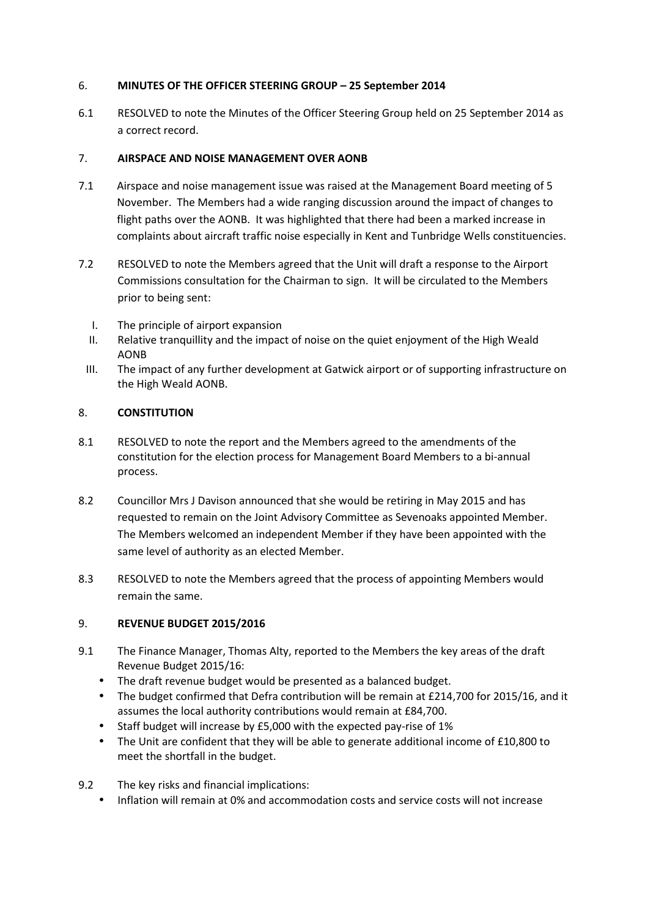## 6. MINUTES OF THE OFFICER STEERING GROUP – 25 September 2014

6.1 RESOLVED to note the Minutes of the Officer Steering Group held on 25 September 2014 as a correct record.

## 7. AIRSPACE AND NOISE MANAGEMENT OVER AONB

7.1 Airspace and noise management issue was raised at the Management Board meeting of 5 November. The Members had a wide ranging discussion around the impact of changes to flight paths over the AONB. It was highlighted that there had been a marked increase in complaints about aircraft traffic noise especially in Kent and Tunbridge Wells constituencies.

7.2 RESOLVED to note the Members agreed that the Unit will draft a response to the Airport Commissions consultation for the Chairman to sign. It will be circulated to the Members prior to being sent:

I. The principle of airport expansion
II. Relative tranquillity and the impact of noise on the quiet enjoyment of the High Weald AONB
III. The impact of any further development at Gatwick airport or of supporting infrastructure on the High Weald AONB.

## 8. CONSTITUTION

8.1 RESOLVED to note the report and the Members agreed to the amendments of the constitution for the election process for Management Board Members to a bi-annual process.

8.2 Councillor Mrs J Davison announced that she would be retiring in May 2015 and has requested to remain on the Joint Advisory Committee as Sevenoaks appointed Member. The Members welcomed an independent Member if they have been appointed with the same level of authority as an elected Member.

8.3 RESOLVED to note the Members agreed that the process of appointing Members would remain the same.

## 9. REVENUE BUDGET 2015/2016

9.1 The Finance Manager, Thomas Alty, reported to the Members the key areas of the draft Revenue Budget 2015/16:

- The draft revenue budget would be presented as a balanced budget.
- The budget confirmed that Defra contribution will be remain at £214,700 for 2015/16, and it assumes the local authority contributions would remain at £84,700.
- Staff budget will increase by £5,000 with the expected pay-rise of 1%
- The Unit are confident that they will be able to generate additional income of £10,800 to meet the shortfall in the budget.

9.2 The key risks and financial implications:

- Inflation will remain at 0% and accommodation costs and service costs will not increase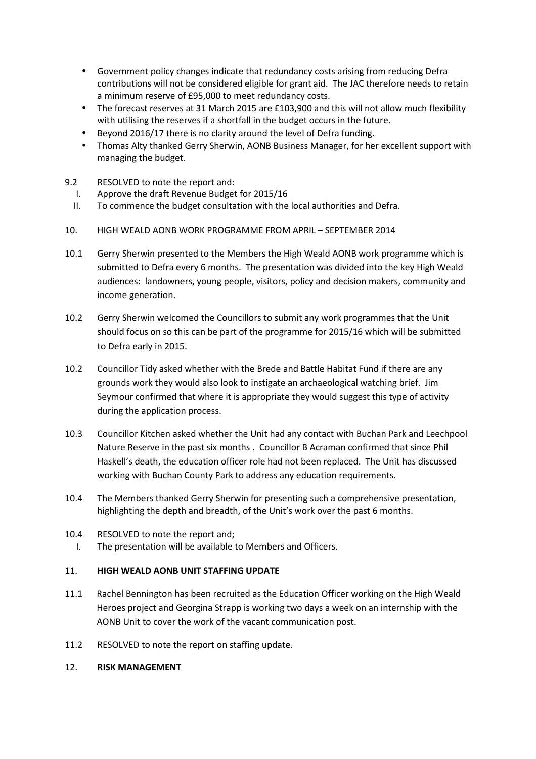- Government policy changes indicate that redundancy costs arising from reducing Defra contributions will not be considered eligible for grant aid. The JAC therefore needs to retain a minimum reserve of £95,000 to meet redundancy costs.
- The forecast reserves at 31 March 2015 are £103,900 and this will not allow much flexibility with utilising the reserves if a shortfall in the budget occurs in the future.
- Beyond 2016/17 there is no clarity around the level of Defra funding.
- Thomas Alty thanked Gerry Sherwin, AONB Business Manager, for her excellent support with managing the budget.

9.2 RESOLVED to note the report and:

I. Approve the draft Revenue Budget for 2015/16

II. To commence the budget consultation with the local authorities and Defra.

10. HIGH WEALD AONB WORK PROGRAMME FROM APRIL – SEPTEMBER 2014

10.1 Gerry Sherwin presented to the Members the High Weald AONB work programme which is submitted to Defra every 6 months. The presentation was divided into the key High Weald audiences: landowners, young people, visitors, policy and decision makers, community and income generation.

10.2 Gerry Sherwin welcomed the Councillors to submit any work programmes that the Unit should focus on so this can be part of the programme for 2015/16 which will be submitted to Defra early in 2015.

10.2 Councillor Tidy asked whether with the Brede and Battle Habitat Fund if there are any grounds work they would also look to instigate an archaeological watching brief. Jim Seymour confirmed that where it is appropriate they would suggest this type of activity during the application process.

10.3 Councillor Kitchen asked whether the Unit had any contact with Buchan Park and Leechpool Nature Reserve in the past six months . Councillor B Acraman confirmed that since Phil Haskell's death, the education officer role had not been replaced. The Unit has discussed working with Buchan County Park to address any education requirements.

10.4 The Members thanked Gerry Sherwin for presenting such a comprehensive presentation, highlighting the depth and breadth, of the Unit's work over the past 6 months.

10.4 RESOLVED to note the report and;

I. The presentation will be available to Members and Officers.

11. **HIGH WEALD AONB UNIT STAFFING UPDATE**

11.1 Rachel Bennington has been recruited as the Education Officer working on the High Weald Heroes project and Georgina Strapp is working two days a week on an internship with the AONB Unit to cover the work of the vacant communication post.

11.2 RESOLVED to note the report on staffing update.

12. **RISK MANAGEMENT**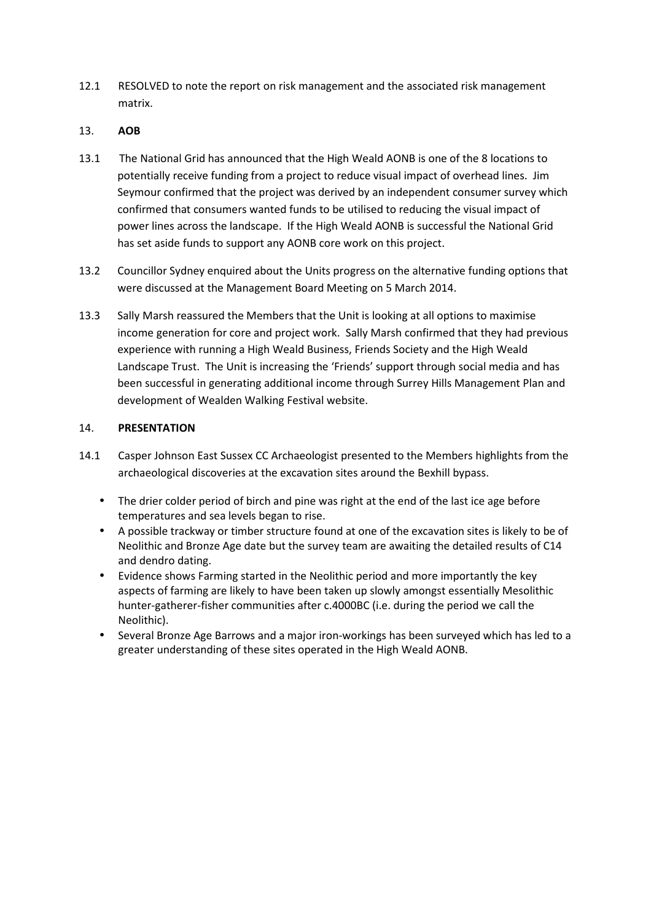12.1 RESOLVED to note the report on risk management and the associated risk management matrix.

13. **AOB**

13.1 The National Grid has announced that the High Weald AONB is one of the 8 locations to potentially receive funding from a project to reduce visual impact of overhead lines. Jim Seymour confirmed that the project was derived by an independent consumer survey which confirmed that consumers wanted funds to be utilised to reducing the visual impact of power lines across the landscape. If the High Weald AONB is successful the National Grid has set aside funds to support any AONB core work on this project.

13.2 Councillor Sydney enquired about the Units progress on the alternative funding options that were discussed at the Management Board Meeting on 5 March 2014.

13.3 Sally Marsh reassured the Members that the Unit is looking at all options to maximise income generation for core and project work. Sally Marsh confirmed that they had previous experience with running a High Weald Business, Friends Society and the High Weald Landscape Trust. The Unit is increasing the 'Friends' support through social media and has been successful in generating additional income through Surrey Hills Management Plan and development of Wealden Walking Festival website.

14. **PRESENTATION**

14.1 Casper Johnson East Sussex CC Archaeologist presented to the Members highlights from the archaeological discoveries at the excavation sites around the Bexhill bypass.

- The drier colder period of birch and pine was right at the end of the last ice age before temperatures and sea levels began to rise.
- A possible trackway or timber structure found at one of the excavation sites is likely to be of Neolithic and Bronze Age date but the survey team are awaiting the detailed results of C14 and dendro dating.
- Evidence shows Farming started in the Neolithic period and more importantly the key aspects of farming are likely to have been taken up slowly amongst essentially Mesolithic hunter-gatherer-fisher communities after c.4000BC (i.e. during the period we call the Neolithic).
- Several Bronze Age Barrows and a major iron-workings has been surveyed which has led to a greater understanding of these sites operated in the High Weald AONB.